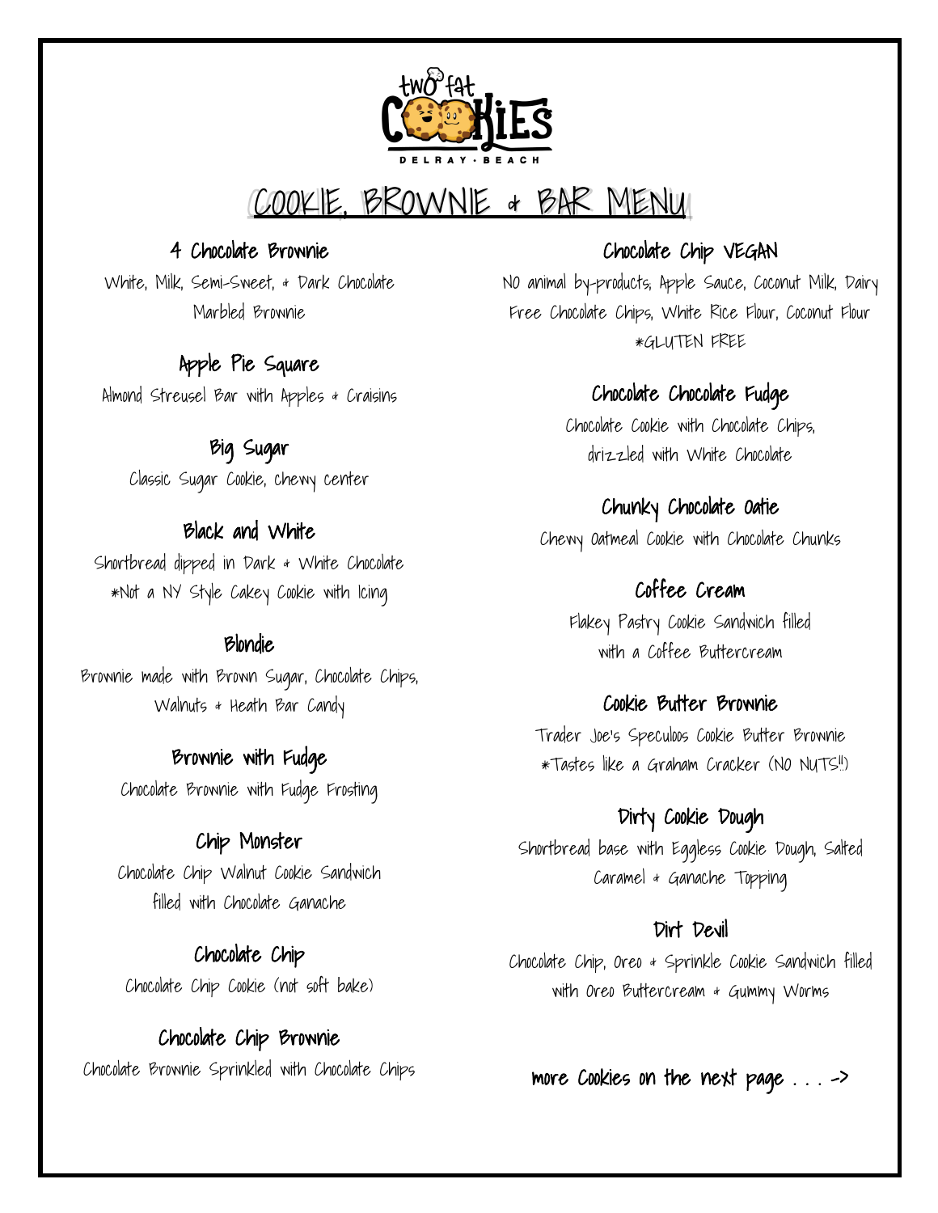two fat COOKIES

DELRAY · BEACH

# COOKIE, BROWNIE & BAR MENU

### 4 Chocolate Brownie
White, Milk, Semi-Sweet, & Dark Chocolate Marbled Brownie

### Apple Pie Square
Almond Streusel Bar with Apples & Craisins

### Big Sugar
Classic Sugar Cookie, chewy center

### Black and White
Shortbread dipped in Dark & White Chocolate
*Not a NY Style Cakey Cookie with Icing

### Blondie
Brownie made with Brown Sugar, Chocolate Chips, Walnuts & Heath Bar Candy

### Brownie with Fudge
Chocolate Brownie with Fudge Frosting

### Chip Monster
Chocolate Chip Walnut Cookie Sandwich filled with Chocolate Ganache

### Chocolate Chip
Chocolate Chip Cookie (not soft bake)

### Chocolate Chip Brownie
Chocolate Brownie Sprinkled with Chocolate Chips

### Chocolate Chip VEGAN
NO animal by-products; Apple Sauce, Coconut Milk, Dairy Free Chocolate Chips, White Rice Flour, Coconut Flour
*GLUTEN FREE

### Chocolate Chocolate Fudge
Chocolate Cookie with Chocolate Chips, drizzled with White Chocolate

### Chunky Chocolate Oatie
Chewy Oatmeal Cookie with Chocolate Chunks

### Coffee Cream
Flakey Pastry Cookie Sandwich filled with a Coffee Buttercream

### Cookie Butter Brownie
Trader Joe's Speculoos Cookie Butter Brownie
*Tastes like a Graham Cracker (NO NUTS!!)

### Dirty Cookie Dough
Shortbread base with Eggless Cookie Dough, Salted Caramel & Ganache Topping

### Dirt Devil
Chocolate Chip, Oreo & Sprinkle Cookie Sandwich filled with Oreo Buttercream & Gummy Worms

more Cookies on the next page . . . ->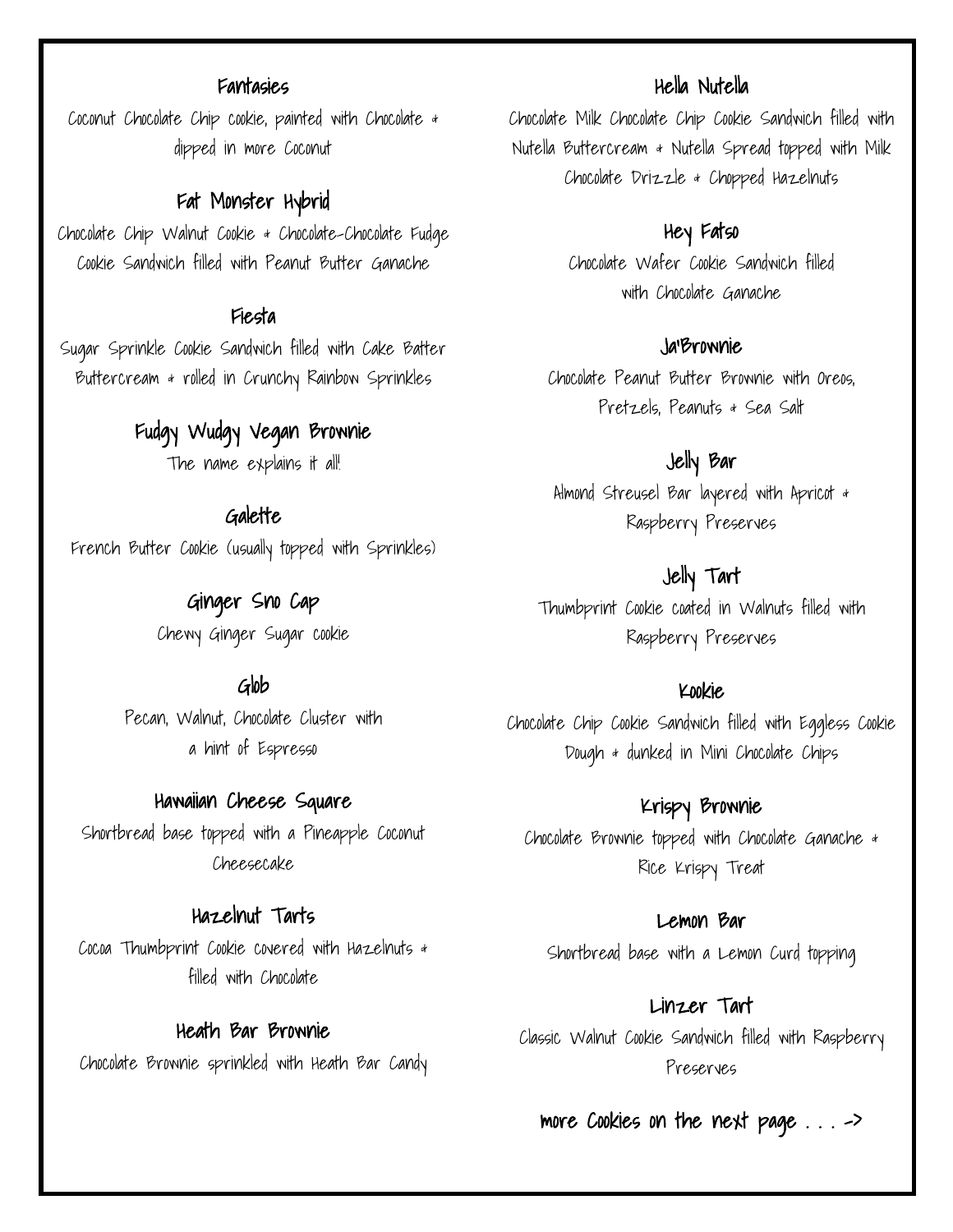### Fantasies

Coconut Chocolate Chip cookie, painted with Chocolate & dipped in more Coconut

### Fat Monster Hybrid

Chocolate Chip Walnut Cookie & Chocolate-Chocolate Fudge Cookie Sandwich filled with Peanut Butter Ganache

### Fiesta

Sugar Sprinkle Cookie Sandwich filled with Cake Batter Buttercream & rolled in Crunchy Rainbow Sprinkles

### Fudgy Wudgy Vegan Brownie

The name explains it all!

### Galette

French Butter Cookie (usually topped with Sprinkles)

### Ginger Sno Cap

Chewy Ginger Sugar cookie

### Glob

Pecan, Walnut, Chocolate Cluster with a hint of Espresso

### Hawaiian Cheese Square

Shortbread base topped with a Pineapple Coconut Cheesecake

### Hazelnut Tarts

Cocoa Thumbprint Cookie covered with Hazelnuts & filled with Chocolate

### Heath Bar Brownie

Chocolate Brownie sprinkled with Heath Bar Candy

### Hella Nutella

Chocolate Milk Chocolate Chip Cookie Sandwich filled with Nutella Buttercream & Nutella Spread topped with Milk Chocolate Drizzle & Chopped Hazelnuts

### Hey Fatso

Chocolate Wafer Cookie Sandwich filled with Chocolate Ganache

### Ja'Brownie

Chocolate Peanut Butter Brownie with Oreos, Pretzels, Peanuts & Sea Salt

### Jelly Bar

Almond Streusel Bar layered with Apricot & Raspberry Preserves

### Jelly Tart

Thumbprint Cookie coated in Walnuts filled with Raspberry Preserves

### Kookie

Chocolate Chip Cookie Sandwich filled with Eggless Cookie Dough & dunked in Mini Chocolate Chips

### Krispy Brownie

Chocolate Brownie topped with Chocolate Ganache & Rice Krispy Treat

### Lemon Bar

Shortbread base with a Lemon Curd topping

### Linzer Tart

Classic Walnut Cookie Sandwich filled with Raspberry Preserves

**more Cookies on the next page . . . ->**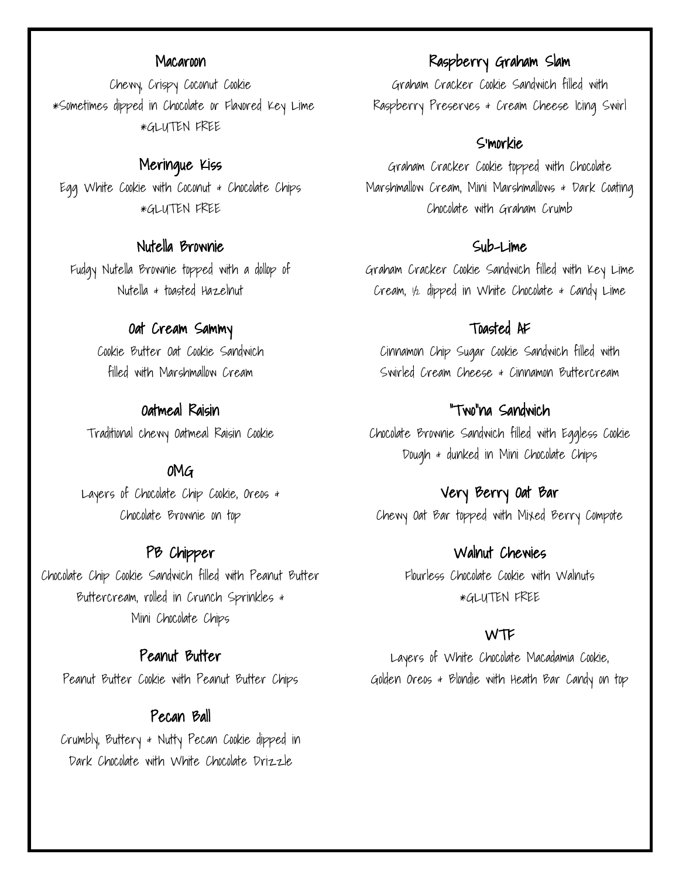### Macaroon

Chewy, Crispy Coconut Cookie
*Sometimes dipped in Chocolate or Flavored Key Lime
*GLUTEN FREE

### Meringue Kiss

Egg White Cookie with Coconut & Chocolate Chips
*GLUTEN FREE

### Nutella Brownie

Fudgy Nutella Brownie topped with a dollop of Nutella & toasted Hazelnut

### Oat Cream Sammy

Cookie Butter Oat Cookie Sandwich filled with Marshmallow Cream

### Oatmeal Raisin

Traditional chewy Oatmeal Raisin Cookie

### OMG

Layers of Chocolate Chip Cookie, Oreos & Chocolate Brownie on top

### PB Chipper

Chocolate Chip Cookie Sandwich filled with Peanut Butter Buttercream, rolled in Crunch Sprinkles & Mini Chocolate Chips

### Peanut Butter

Peanut Butter Cookie with Peanut Butter Chips

### Pecan Ball

Crumbly, Buttery & Nutty Pecan Cookie dipped in Dark Chocolate with White Chocolate Drizzle

### Raspberry Graham Slam

Graham Cracker Cookie Sandwich filled with Raspberry Preserves & Cream Cheese Icing Swirl

### S'morkie

Graham Cracker Cookie topped with Chocolate Marshmallow Cream, Mini Marshmallows & Dark Coating Chocolate with Graham Crumb

### Sub-Lime

Graham Cracker Cookie Sandwich filled with Key Lime Cream, ½ dipped in White Chocolate & Candy Lime

### Toasted AF

Cinnamon Chip Sugar Cookie Sandwich filled with Swirled Cream Cheese & Cinnamon Buttercream

### "Two"na Sandwich

Chocolate Brownie Sandwich filled with Eggless Cookie Dough & dunked in Mini Chocolate Chips

### Very Berry Oat Bar

Chewy Oat Bar topped with Mixed Berry Compote

### Walnut Chewies

Flourless Chocolate Cookie with Walnuts
*GLUTEN FREE

### WTF

Layers of White Chocolate Macadamia Cookie, Golden Oreos & Blondie with Heath Bar Candy on top